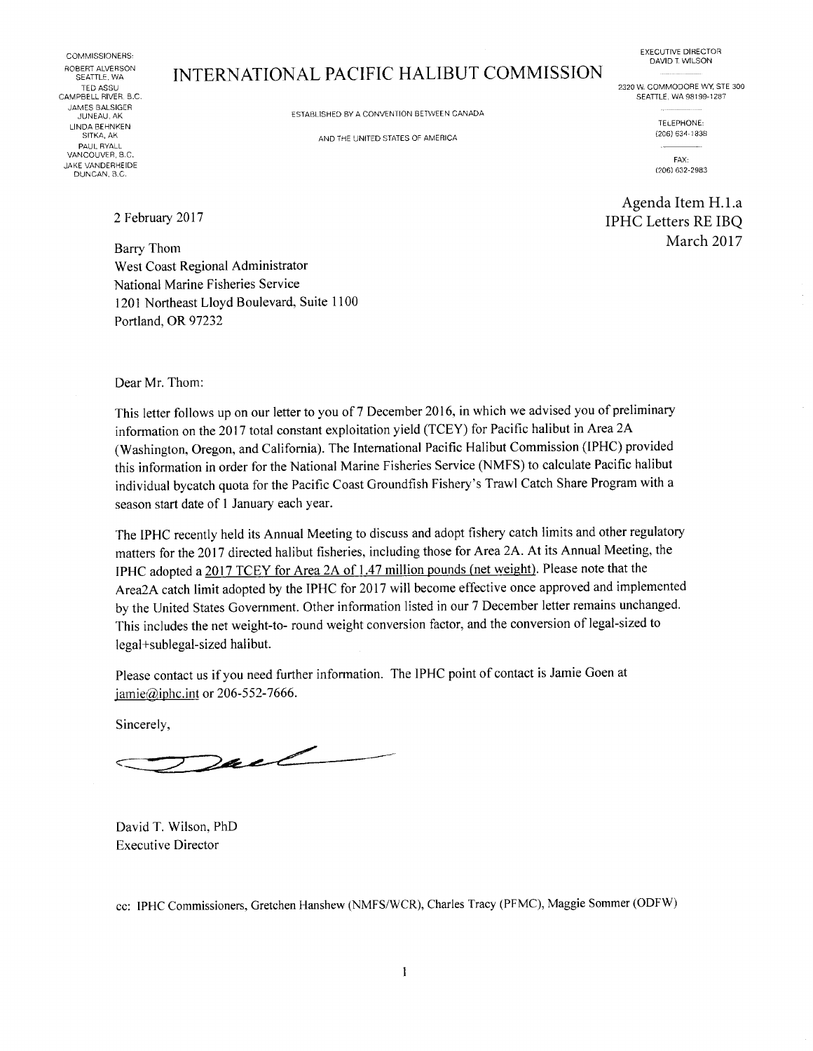COMMISSIONERS:
ROBERT ALVERSON
SEATTLE, WA
TED ASSU
CAMPBELL RIVER, B.C.
JAMES BALSIGER
JUNEAU, AK
LINDA BEHNKEN
SITKA, AK
PAUL RYALL
VANCOUVER, B.C.
JAKE VANDERHEIDE
DUNCAN, B.C.

# INTERNATIONAL PACIFIC HALIBUT COMMISSION

ESTABLISHED BY A CONVENTION BETWEEN CANADA

AND THE UNITED STATES OF AMERICA

EXECUTIVE DIRECTOR
DAVID T. WILSON

2320 W. COMMODORE WY, STE 300
SEATTLE, WA 98199-1287

TELEPHONE:
(206) 634-1838

FAX:
(206) 632-2983

Agenda Item H.1.a
IPHC Letters RE IBQ
March 2017

2 February 2017

Barry Thom
West Coast Regional Administrator
National Marine Fisheries Service
1201 Northeast Lloyd Boulevard, Suite 1100
Portland, OR 97232

Dear Mr. Thom:

This letter follows up on our letter to you of 7 December 2016, in which we advised you of preliminary information on the 2017 total constant exploitation yield (TCEY) for Pacific halibut in Area 2A (Washington, Oregon, and California). The International Pacific Halibut Commission (IPHC) provided this information in order for the National Marine Fisheries Service (NMFS) to calculate Pacific halibut individual bycatch quota for the Pacific Coast Groundfish Fishery's Trawl Catch Share Program with a season start date of 1 January each year.

The IPHC recently held its Annual Meeting to discuss and adopt fishery catch limits and other regulatory matters for the 2017 directed halibut fisheries, including those for Area 2A. At its Annual Meeting, the IPHC adopted a <u>2017 TCEY for Area 2A of 1.47 million pounds (net weight)</u>. Please note that the Area2A catch limit adopted by the IPHC for 2017 will become effective once approved and implemented by the United States Government. Other information listed in our 7 December letter remains unchanged. This includes the net weight-to- round weight conversion factor, and the conversion of legal-sized to legal+sublegal-sized halibut.

Please contact us if you need further information. The IPHC point of contact is Jamie Goen at jamie@iphc.int or 206-552-7666.

Sincerely,

David T. Wilson, PhD
Executive Director

cc: IPHC Commissioners, Gretchen Hanshew (NMFS/WCR), Charles Tracy (PFMC), Maggie Sommer (ODFW)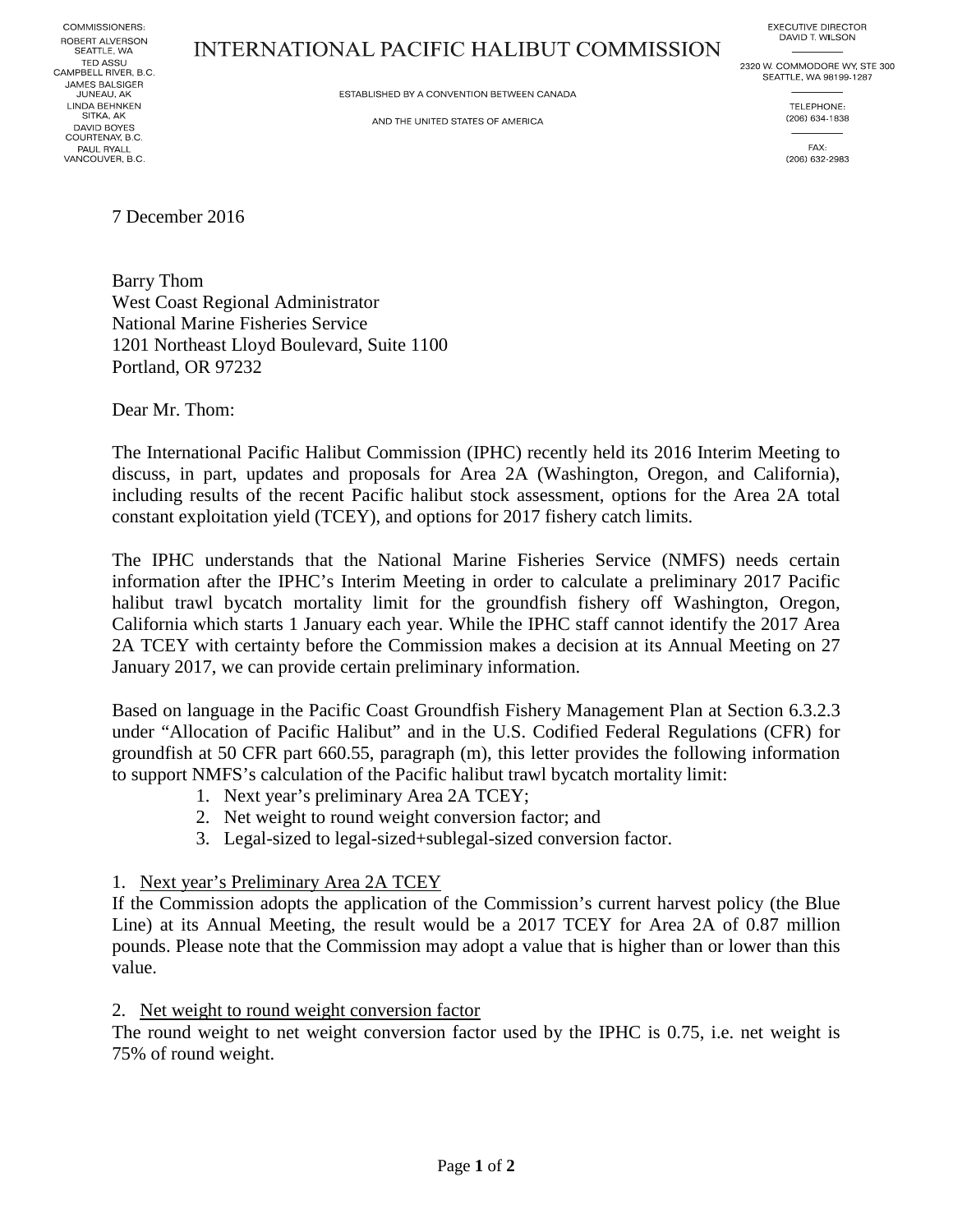COMMISSIONERS:
ROBERT ALVERSON
SEATTLE, WA
TED ASSU
CAMPBELL RIVER, B.C.
JAMES BALSIGER
JUNEAU, AK
LINDA BEHNKEN
SITKA, AK
DAVID BOYES
COURTENAY, B.C.
PAUL RYALL
VANCOUVER, B.C.

# INTERNATIONAL PACIFIC HALIBUT COMMISSION

ESTABLISHED BY A CONVENTION BETWEEN CANADA

AND THE UNITED STATES OF AMERICA

EXECUTIVE DIRECTOR
DAVID T. WILSON

2320 W. COMMODORE WY, STE 300
SEATTLE, WA 98199-1287

TELEPHONE:
(206) 634-1838

FAX:
(206) 632-2983

7 December 2016

Barry Thom
West Coast Regional Administrator
National Marine Fisheries Service
1201 Northeast Lloyd Boulevard, Suite 1100
Portland, OR 97232

Dear Mr. Thom:

The International Pacific Halibut Commission (IPHC) recently held its 2016 Interim Meeting to discuss, in part, updates and proposals for Area 2A (Washington, Oregon, and California), including results of the recent Pacific halibut stock assessment, options for the Area 2A total constant exploitation yield (TCEY), and options for 2017 fishery catch limits.

The IPHC understands that the National Marine Fisheries Service (NMFS) needs certain information after the IPHC's Interim Meeting in order to calculate a preliminary 2017 Pacific halibut trawl bycatch mortality limit for the groundfish fishery off Washington, Oregon, California which starts 1 January each year. While the IPHC staff cannot identify the 2017 Area 2A TCEY with certainty before the Commission makes a decision at its Annual Meeting on 27 January 2017, we can provide certain preliminary information.

Based on language in the Pacific Coast Groundfish Fishery Management Plan at Section 6.3.2.3 under "Allocation of Pacific Halibut" and in the U.S. Codified Federal Regulations (CFR) for groundfish at 50 CFR part 660.55, paragraph (m), this letter provides the following information to support NMFS's calculation of the Pacific halibut trawl bycatch mortality limit:

1. Next year's preliminary Area 2A TCEY;
2. Net weight to round weight conversion factor; and
3. Legal-sized to legal-sized+sublegal-sized conversion factor.

1. Next year's Preliminary Area 2A TCEY

If the Commission adopts the application of the Commission's current harvest policy (the Blue Line) at its Annual Meeting, the result would be a 2017 TCEY for Area 2A of 0.87 million pounds. Please note that the Commission may adopt a value that is higher than or lower than this value.

2. Net weight to round weight conversion factor

The round weight to net weight conversion factor used by the IPHC is 0.75, i.e. net weight is 75% of round weight.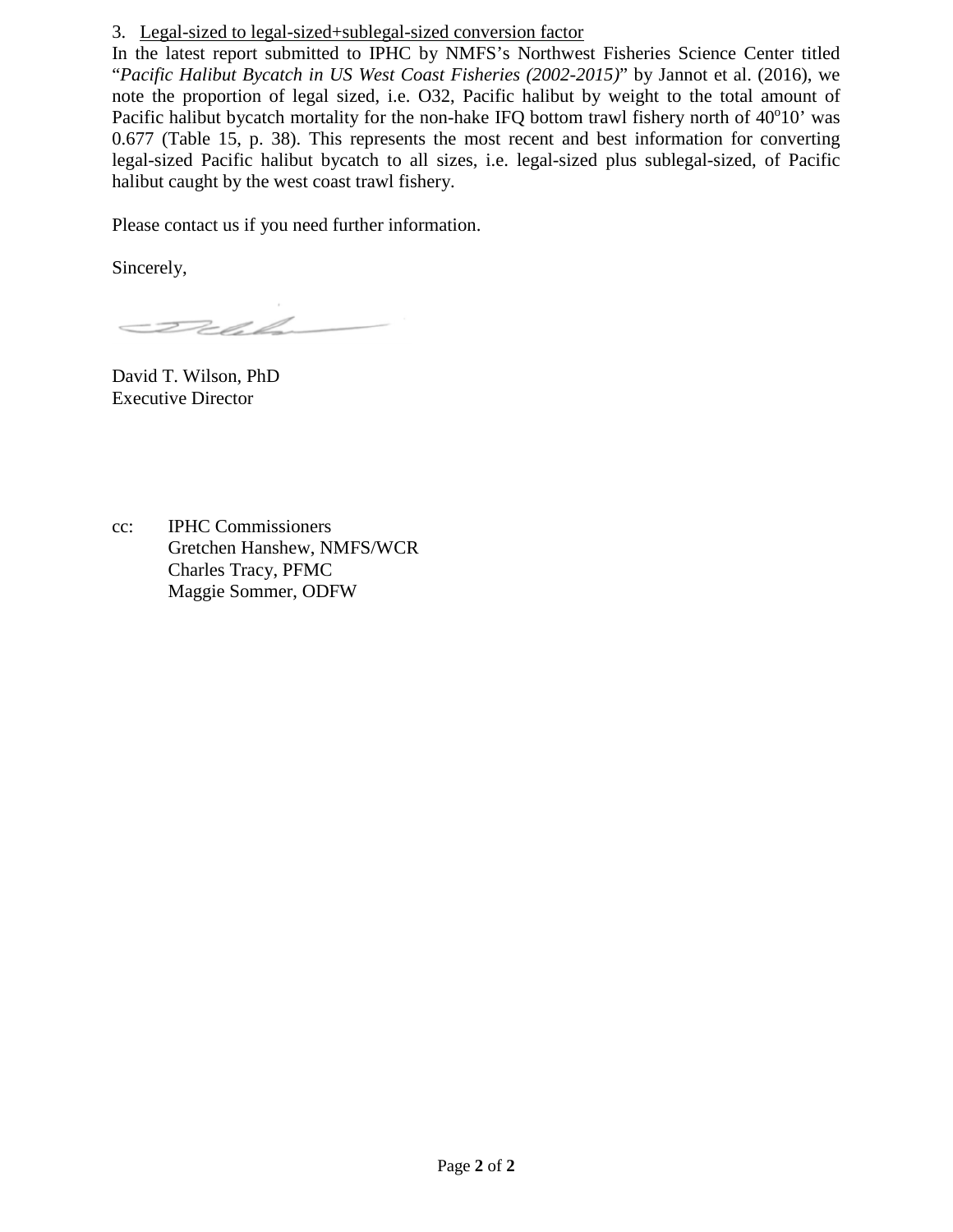3. <u>Legal-sized to legal-sized+sublegal-sized conversion factor</u>

In the latest report submitted to IPHC by NMFS's Northwest Fisheries Science Center titled "*Pacific Halibut Bycatch in US West Coast Fisheries (2002-2015)*" by Jannot et al. (2016), we note the proportion of legal sized, i.e. O32, Pacific halibut by weight to the total amount of Pacific halibut bycatch mortality for the non-hake IFQ bottom trawl fishery north of $40^{o}10'$ was 0.677 (Table 15, p. 38). This represents the most recent and best information for converting legal-sized Pacific halibut bycatch to all sizes, i.e. legal-sized plus sublegal-sized, of Pacific halibut caught by the west coast trawl fishery.

Please contact us if you need further information.

Sincerely,

David T. Wilson, PhD
Executive Director

cc: IPHC Commissioners
Gretchen Hanshew, NMFS/WCR
Charles Tracy, PFMC
Maggie Sommer, ODFW